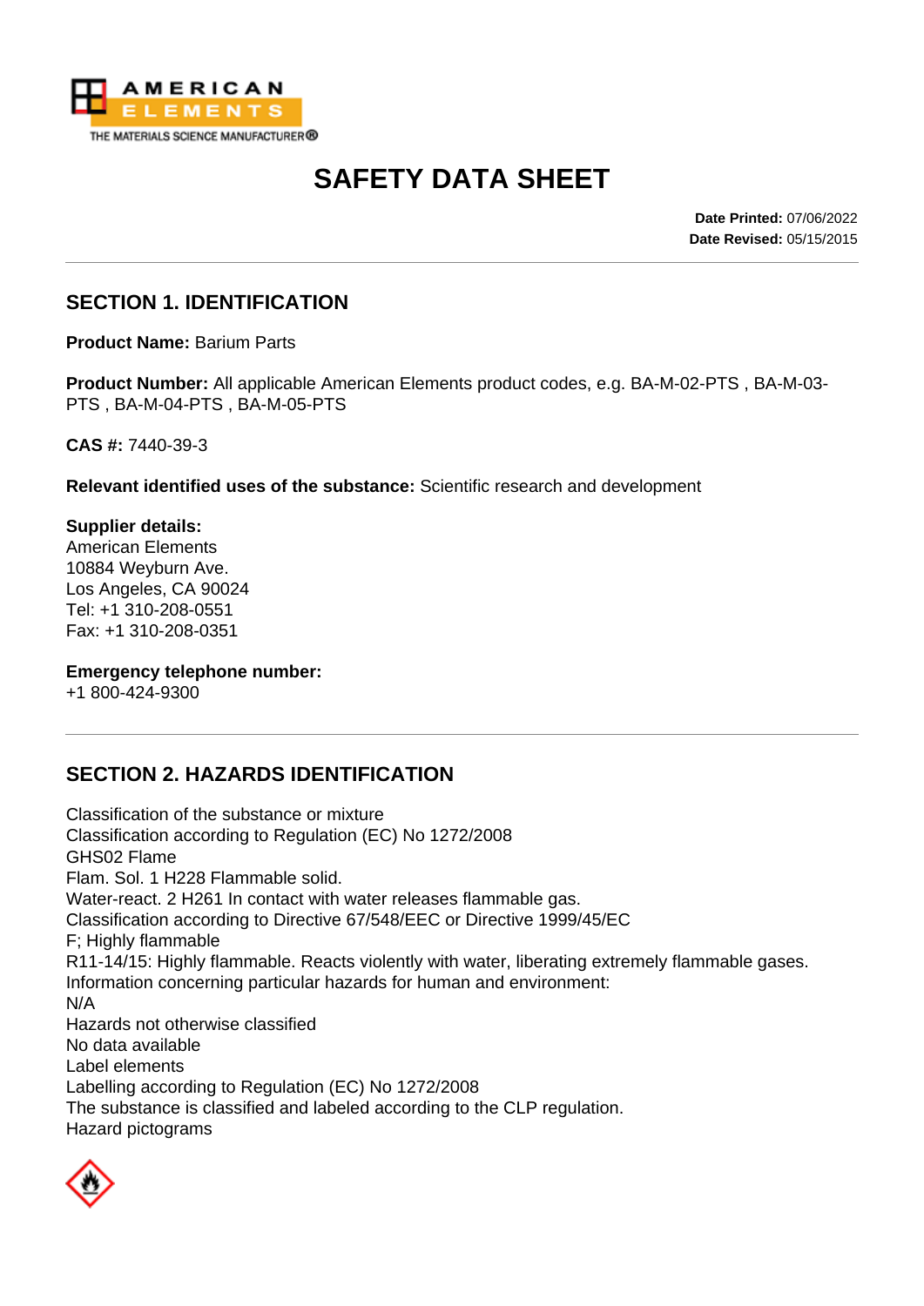AMERICAN ELEMENTS
THE MATERIALS SCIENCE MANUFACTURER®

# SAFETY DATA SHEET

**Date Printed:** 07/06/2022
**Date Revised:** 05/15/2015

## SECTION 1. IDENTIFICATION

**Product Name:** Barium Parts

**Product Number:** All applicable American Elements product codes, e.g. BA-M-02-PTS , BA-M-03-PTS , BA-M-04-PTS , BA-M-05-PTS

**CAS #:** 7440-39-3

**Relevant identified uses of the substance:** Scientific research and development

**Supplier details:**
American Elements
10884 Weyburn Ave.
Los Angeles, CA 90024
Tel: +1 310-208-0551
Fax: +1 310-208-0351

**Emergency telephone number:**
+1 800-424-9300

## SECTION 2. HAZARDS IDENTIFICATION

Classification of the substance or mixture
Classification according to Regulation (EC) No 1272/2008
GHS02 Flame
Flam. Sol. 1 H228 Flammable solid.
Water-react. 2 H261 In contact with water releases flammable gas.
Classification according to Directive 67/548/EEC or Directive 1999/45/EC
F; Highly flammable
R11-14/15: Highly flammable. Reacts violently with water, liberating extremely flammable gases.
Information concerning particular hazards for human and environment:
N/A
Hazards not otherwise classified
No data available
Label elements
Labelling according to Regulation (EC) No 1272/2008
The substance is classified and labeled according to the CLP regulation.
Hazard pictograms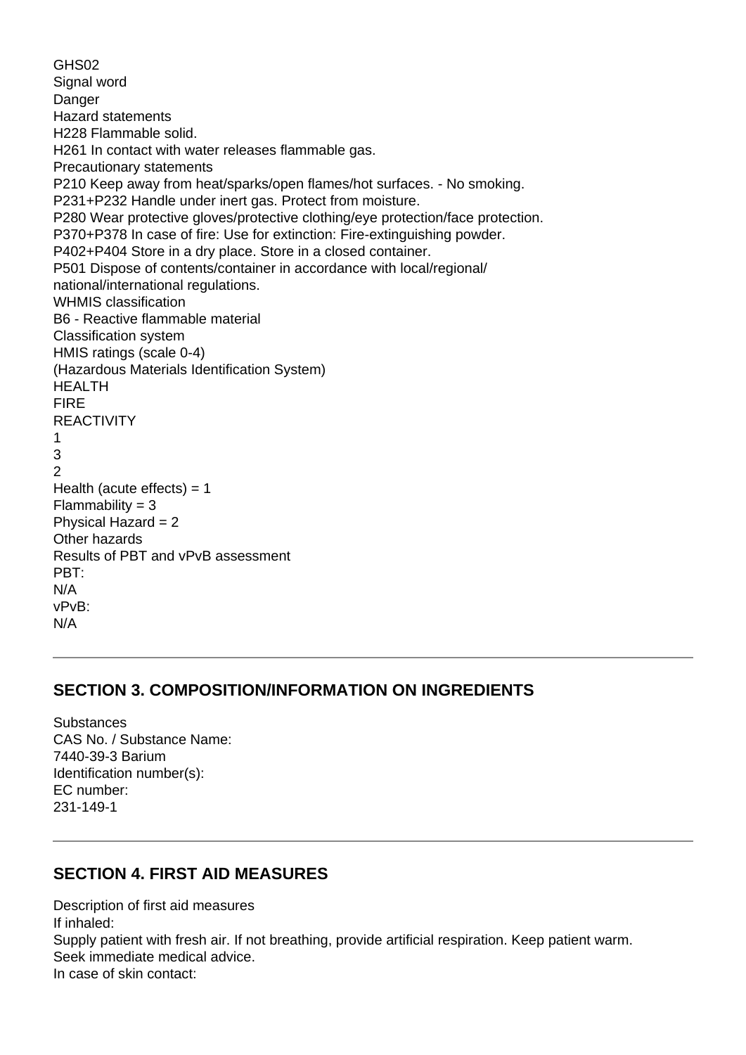GHS02
Signal word
Danger
Hazard statements
H228 Flammable solid.
H261 In contact with water releases flammable gas.
Precautionary statements
P210 Keep away from heat/sparks/open flames/hot surfaces. - No smoking.
P231+P232 Handle under inert gas. Protect from moisture.
P280 Wear protective gloves/protective clothing/eye protection/face protection.
P370+P378 In case of fire: Use for extinction: Fire-extinguishing powder.
P402+P404 Store in a dry place. Store in a closed container.
P501 Dispose of contents/container in accordance with local/regional/
national/international regulations.
WHMIS classification
B6 - Reactive flammable material
Classification system
HMIS ratings (scale 0-4)
(Hazardous Materials Identification System)
HEALTH
FIRE
REACTIVITY
1
3
2
Health (acute effects) = 1
Flammability = 3
Physical Hazard = 2
Other hazards
Results of PBT and vPvB assessment
PBT:
N/A
vPvB:
N/A

---

## SECTION 3. COMPOSITION/INFORMATION ON INGREDIENTS

Substances
CAS No. / Substance Name:
7440-39-3 Barium
Identification number(s):
EC number:
231-149-1

---

## SECTION 4. FIRST AID MEASURES

Description of first aid measures
If inhaled:
Supply patient with fresh air. If not breathing, provide artificial respiration. Keep patient warm.
Seek immediate medical advice.
In case of skin contact: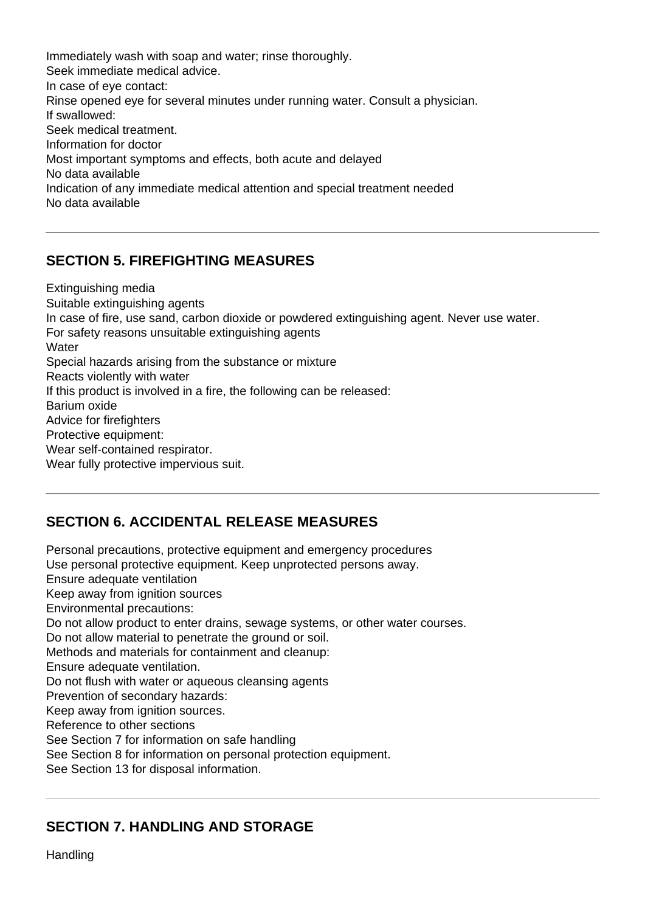Immediately wash with soap and water; rinse thoroughly.
Seek immediate medical advice.
In case of eye contact:
Rinse opened eye for several minutes under running water. Consult a physician.
If swallowed:
Seek medical treatment.
Information for doctor
Most important symptoms and effects, both acute and delayed
No data available
Indication of any immediate medical attention and special treatment needed
No data available

---

## SECTION 5. FIREFIGHTING MEASURES

Extinguishing media
Suitable extinguishing agents
In case of fire, use sand, carbon dioxide or powdered extinguishing agent. Never use water.
For safety reasons unsuitable extinguishing agents
Water
Special hazards arising from the substance or mixture
Reacts violently with water
If this product is involved in a fire, the following can be released:
Barium oxide
Advice for firefighters
Protective equipment:
Wear self-contained respirator.
Wear fully protective impervious suit.

---

## SECTION 6. ACCIDENTAL RELEASE MEASURES

Personal precautions, protective equipment and emergency procedures
Use personal protective equipment. Keep unprotected persons away.
Ensure adequate ventilation
Keep away from ignition sources
Environmental precautions:
Do not allow product to enter drains, sewage systems, or other water courses.
Do not allow material to penetrate the ground or soil.
Methods and materials for containment and cleanup:
Ensure adequate ventilation.
Do not flush with water or aqueous cleansing agents
Prevention of secondary hazards:
Keep away from ignition sources.
Reference to other sections
See Section 7 for information on safe handling
See Section 8 for information on personal protection equipment.
See Section 13 for disposal information.

---

## SECTION 7. HANDLING AND STORAGE

Handling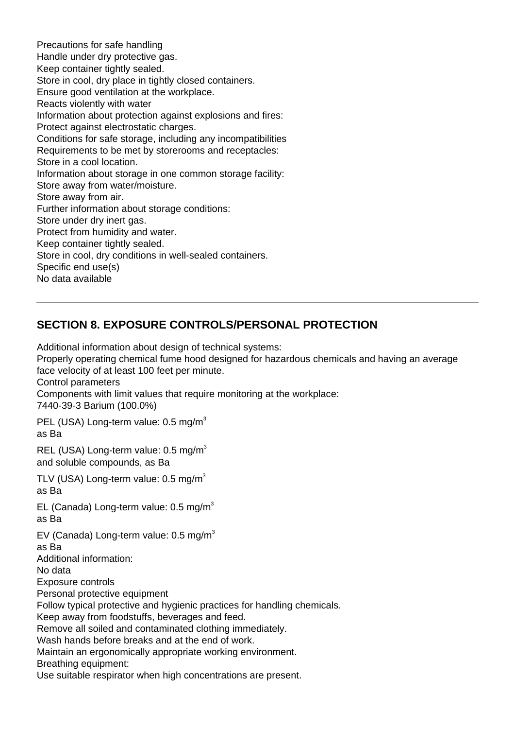Precautions for safe handling
Handle under dry protective gas.
Keep container tightly sealed.
Store in cool, dry place in tightly closed containers.
Ensure good ventilation at the workplace.
Reacts violently with water
Information about protection against explosions and fires:
Protect against electrostatic charges.
Conditions for safe storage, including any incompatibilities
Requirements to be met by storerooms and receptacles:
Store in a cool location.
Information about storage in one common storage facility:
Store away from water/moisture.
Store away from air.
Further information about storage conditions:
Store under dry inert gas.
Protect from humidity and water.
Keep container tightly sealed.
Store in cool, dry conditions in well-sealed containers.
Specific end use(s)
No data available

---

## SECTION 8. EXPOSURE CONTROLS/PERSONAL PROTECTION

Additional information about design of technical systems:
Properly operating chemical fume hood designed for hazardous chemicals and having an average face velocity of at least 100 feet per minute.
Control parameters
Components with limit values that require monitoring at the workplace:
7440-39-3 Barium (100.0%)

PEL (USA) Long-term value: 0.5 mg/$m^3$
as Ba

REL (USA) Long-term value: 0.5 mg/$m^3$
and soluble compounds, as Ba

TLV (USA) Long-term value: 0.5 mg/$m^3$
as Ba

EL (Canada) Long-term value: 0.5 mg/$m^3$
as Ba

EV (Canada) Long-term value: 0.5 mg/$m^3$
as Ba
Additional information:
No data
Exposure controls
Personal protective equipment
Follow typical protective and hygienic practices for handling chemicals.
Keep away from foodstuffs, beverages and feed.
Remove all soiled and contaminated clothing immediately.
Wash hands before breaks and at the end of work.
Maintain an ergonomically appropriate working environment.
Breathing equipment:
Use suitable respirator when high concentrations are present.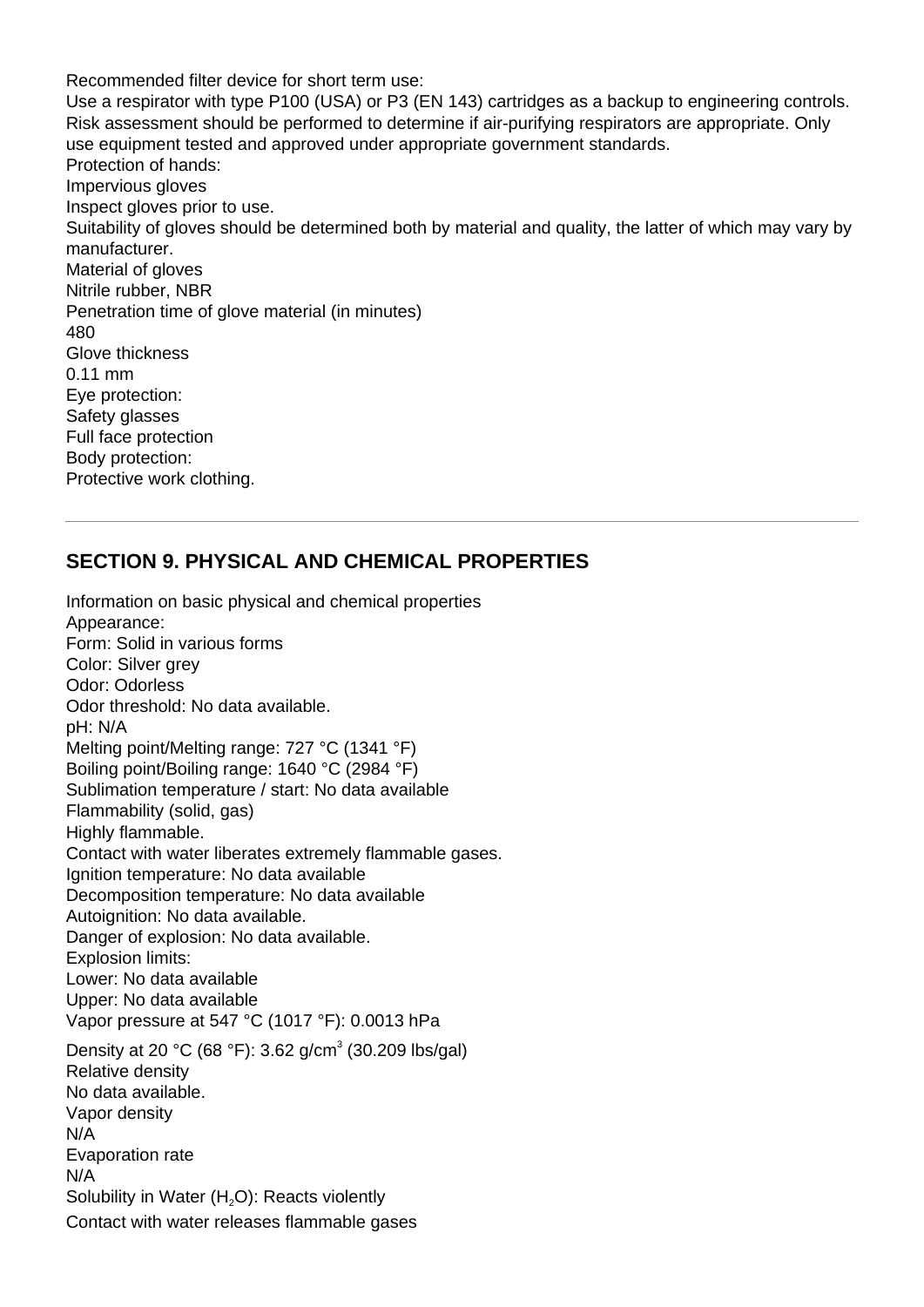Recommended filter device for short term use:
Use a respirator with type P100 (USA) or P3 (EN 143) cartridges as a backup to engineering controls. Risk assessment should be performed to determine if air-purifying respirators are appropriate. Only use equipment tested and approved under appropriate government standards.
Protection of hands:
Impervious gloves
Inspect gloves prior to use.
Suitability of gloves should be determined both by material and quality, the latter of which may vary by manufacturer.
Material of gloves
Nitrile rubber, NBR
Penetration time of glove material (in minutes)
480
Glove thickness
0.11 mm
Eye protection:
Safety glasses
Full face protection
Body protection:
Protective work clothing.

---

## SECTION 9. PHYSICAL AND CHEMICAL PROPERTIES

Information on basic physical and chemical properties
Appearance:
Form: Solid in various forms
Color: Silver grey
Odor: Odorless
Odor threshold: No data available.
pH: N/A
Melting point/Melting range: 727 °C (1341 °F)
Boiling point/Boiling range: 1640 °C (2984 °F)
Sublimation temperature / start: No data available
Flammability (solid, gas)
Highly flammable.
Contact with water liberates extremely flammable gases.
Ignition temperature: No data available
Decomposition temperature: No data available
Autoignition: No data available.
Danger of explosion: No data available.
Explosion limits:
Lower: No data available
Upper: No data available
Vapor pressure at 547 °C (1017 °F): 0.0013 hPa
Density at 20 °C (68 °F): 3.62 $g/cm^3$ (30.209 lbs/gal)
Relative density
No data available.
Vapor density
N/A
Evaporation rate
N/A
Solubility in Water ($H_2O$): Reacts violently
Contact with water releases flammable gases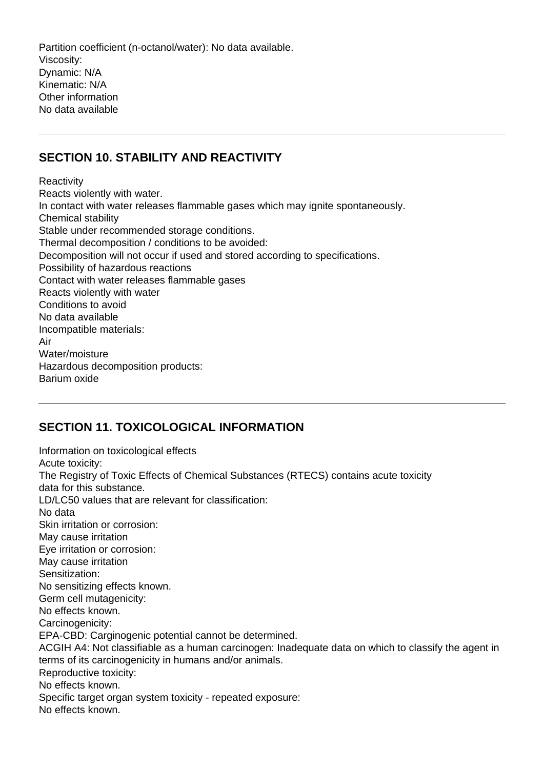Partition coefficient (n-octanol/water): No data available.
Viscosity:
Dynamic: N/A
Kinematic: N/A
Other information
No data available

---

## SECTION 10. STABILITY AND REACTIVITY

Reactivity
Reacts violently with water.
In contact with water releases flammable gases which may ignite spontaneously.
Chemical stability
Stable under recommended storage conditions.
Thermal decomposition / conditions to be avoided:
Decomposition will not occur if used and stored according to specifications.
Possibility of hazardous reactions
Contact with water releases flammable gases
Reacts violently with water
Conditions to avoid
No data available
Incompatible materials:
Air
Water/moisture
Hazardous decomposition products:
Barium oxide

---

## SECTION 11. TOXICOLOGICAL INFORMATION

Information on toxicological effects
Acute toxicity:
The Registry of Toxic Effects of Chemical Substances (RTECS) contains acute toxicity data for this substance.
LD/LC50 values that are relevant for classification:
No data
Skin irritation or corrosion:
May cause irritation
Eye irritation or corrosion:
May cause irritation
Sensitization:
No sensitizing effects known.
Germ cell mutagenicity:
No effects known.
Carcinogenicity:
EPA-CBD: Carginogenic potential cannot be determined.
ACGIH A4: Not classifiable as a human carcinogen: Inadequate data on which to classify the agent in terms of its carcinogenicity in humans and/or animals.
Reproductive toxicity:
No effects known.
Specific target organ system toxicity - repeated exposure:
No effects known.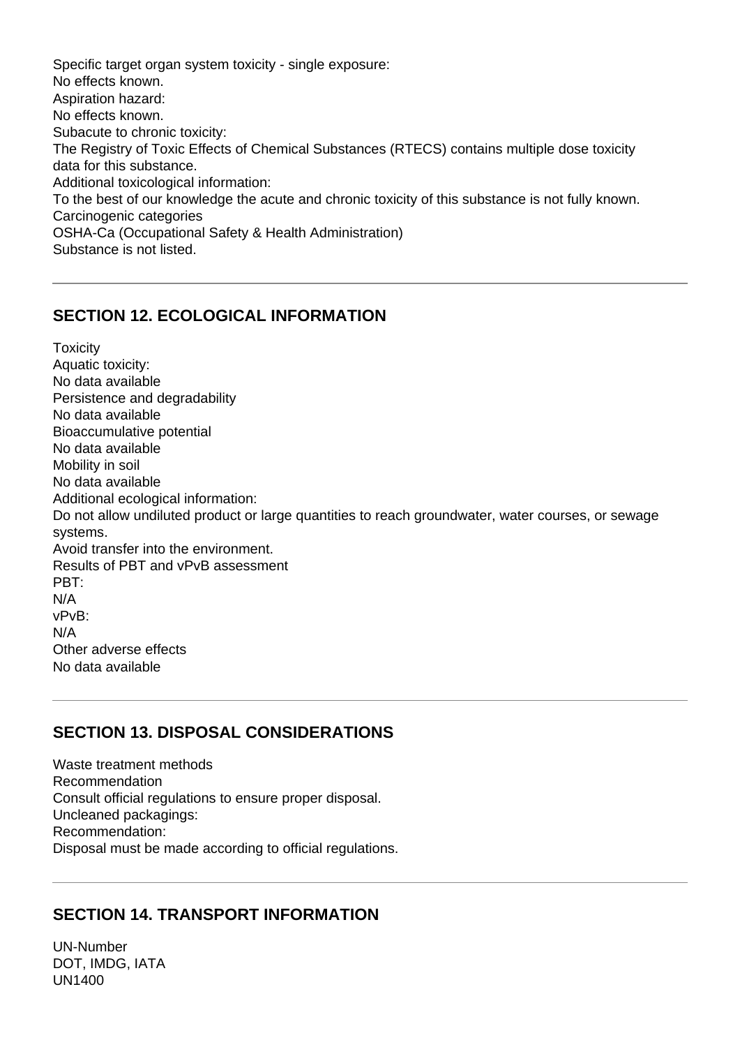Specific target organ system toxicity - single exposure:
No effects known.
Aspiration hazard:
No effects known.
Subacute to chronic toxicity:
The Registry of Toxic Effects of Chemical Substances (RTECS) contains multiple dose toxicity data for this substance.
Additional toxicological information:
To the best of our knowledge the acute and chronic toxicity of this substance is not fully known.
Carcinogenic categories
OSHA-Ca (Occupational Safety & Health Administration)
Substance is not listed.

---

## SECTION 12. ECOLOGICAL INFORMATION

Toxicity
Aquatic toxicity:
No data available
Persistence and degradability
No data available
Bioaccumulative potential
No data available
Mobility in soil
No data available
Additional ecological information:
Do not allow undiluted product or large quantities to reach groundwater, water courses, or sewage systems.
Avoid transfer into the environment.
Results of PBT and vPvB assessment
PBT:
N/A
vPvB:
N/A
Other adverse effects
No data available

---

## SECTION 13. DISPOSAL CONSIDERATIONS

Waste treatment methods
Recommendation
Consult official regulations to ensure proper disposal.
Uncleaned packagings:
Recommendation:
Disposal must be made according to official regulations.

---

## SECTION 14. TRANSPORT INFORMATION

UN-Number
DOT, IMDG, IATA
UN1400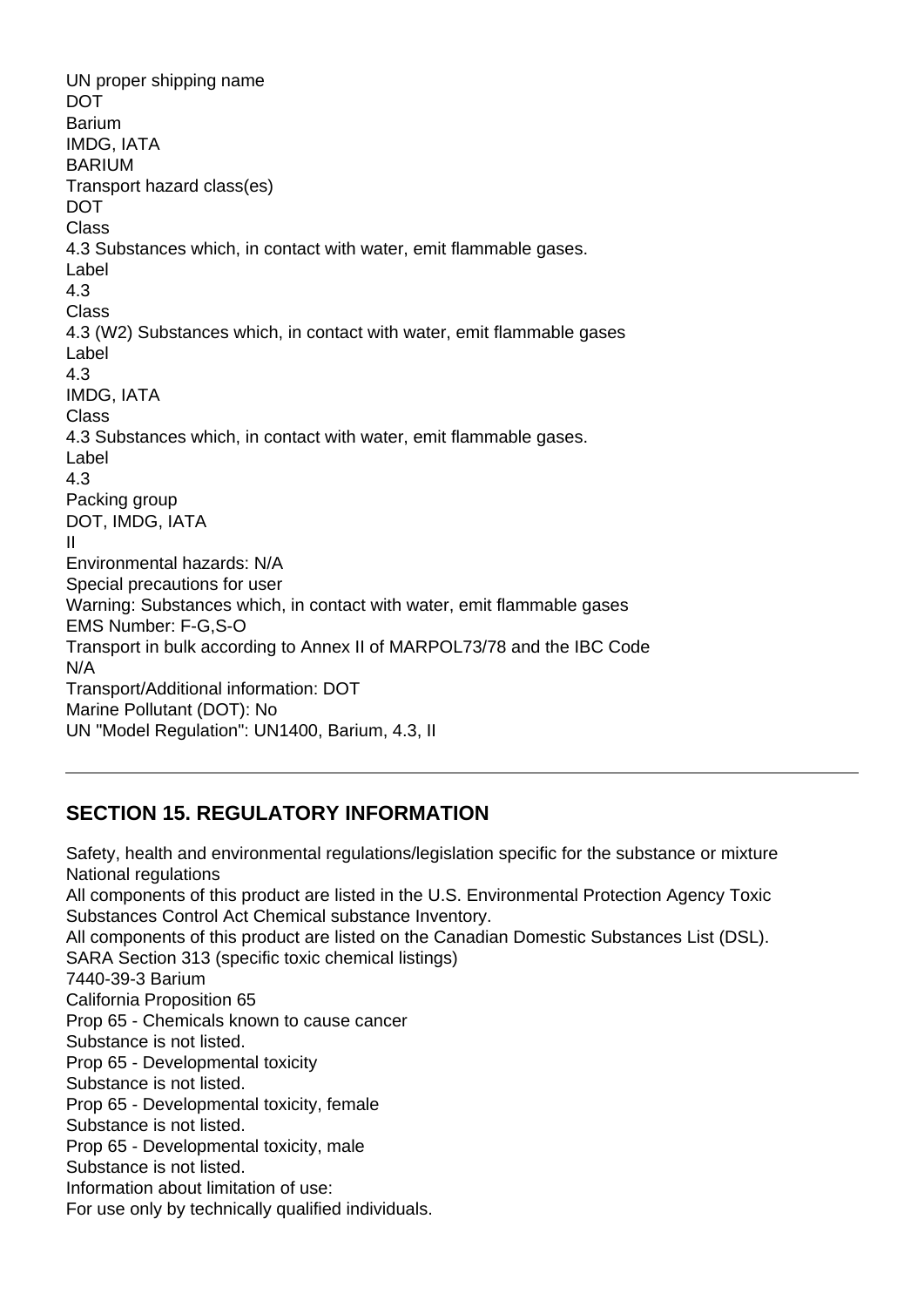UN proper shipping name
DOT
Barium
IMDG, IATA
BARIUM
Transport hazard class(es)
DOT
Class
4.3 Substances which, in contact with water, emit flammable gases.
Label
4.3
Class
4.3 (W2) Substances which, in contact with water, emit flammable gases
Label
4.3
IMDG, IATA
Class
4.3 Substances which, in contact with water, emit flammable gases.
Label
4.3
Packing group
DOT, IMDG, IATA
II
Environmental hazards: N/A
Special precautions for user
Warning: Substances which, in contact with water, emit flammable gases
EMS Number: F-G,S-O
Transport in bulk according to Annex II of MARPOL73/78 and the IBC Code
N/A
Transport/Additional information: DOT
Marine Pollutant (DOT): No
UN "Model Regulation": UN1400, Barium, 4.3, II

---

## SECTION 15. REGULATORY INFORMATION

Safety, health and environmental regulations/legislation specific for the substance or mixture
National regulations
All components of this product are listed in the U.S. Environmental Protection Agency Toxic Substances Control Act Chemical substance Inventory.
All components of this product are listed on the Canadian Domestic Substances List (DSL).
SARA Section 313 (specific toxic chemical listings)
7440-39-3 Barium
California Proposition 65
Prop 65 - Chemicals known to cause cancer
Substance is not listed.
Prop 65 - Developmental toxicity
Substance is not listed.
Prop 65 - Developmental toxicity, female
Substance is not listed.
Prop 65 - Developmental toxicity, male
Substance is not listed.
Information about limitation of use:
For use only by technically qualified individuals.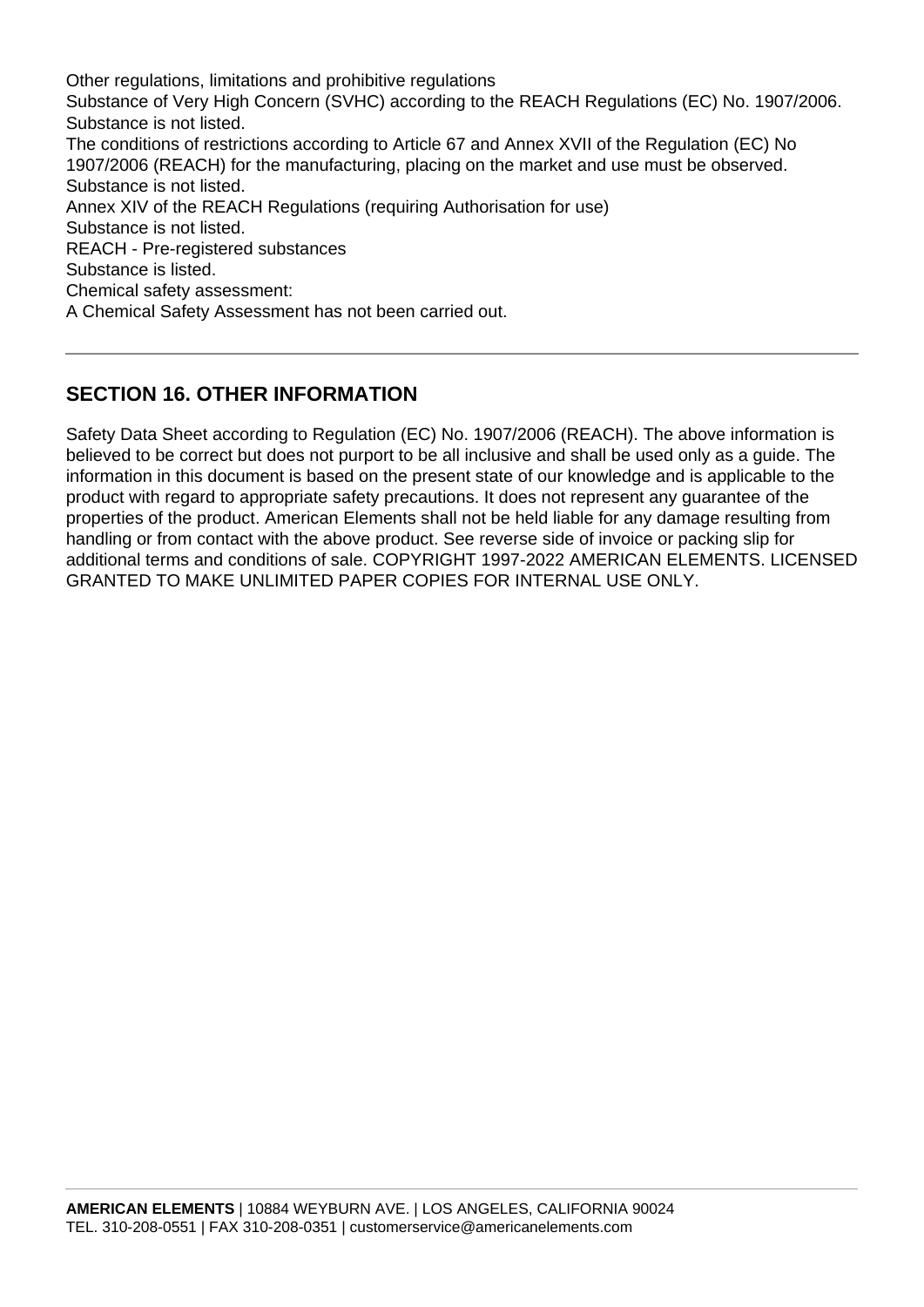Other regulations, limitations and prohibitive regulations

Substance of Very High Concern (SVHC) according to the REACH Regulations (EC) No. 1907/2006.

Substance is not listed.

The conditions of restrictions according to Article 67 and Annex XVII of the Regulation (EC) No 1907/2006 (REACH) for the manufacturing, placing on the market and use must be observed.

Substance is not listed.

Annex XIV of the REACH Regulations (requiring Authorisation for use)

Substance is not listed.

REACH - Pre-registered substances

Substance is listed.

Chemical safety assessment:

A Chemical Safety Assessment has not been carried out.

---

## SECTION 16. OTHER INFORMATION

Safety Data Sheet according to Regulation (EC) No. 1907/2006 (REACH). The above information is believed to be correct but does not purport to be all inclusive and shall be used only as a guide. The information in this document is based on the present state of our knowledge and is applicable to the product with regard to appropriate safety precautions. It does not represent any guarantee of the properties of the product. American Elements shall not be held liable for any damage resulting from handling or from contact with the above product. See reverse side of invoice or packing slip for additional terms and conditions of sale. COPYRIGHT 1997-2022 AMERICAN ELEMENTS. LICENSED GRANTED TO MAKE UNLIMITED PAPER COPIES FOR INTERNAL USE ONLY.